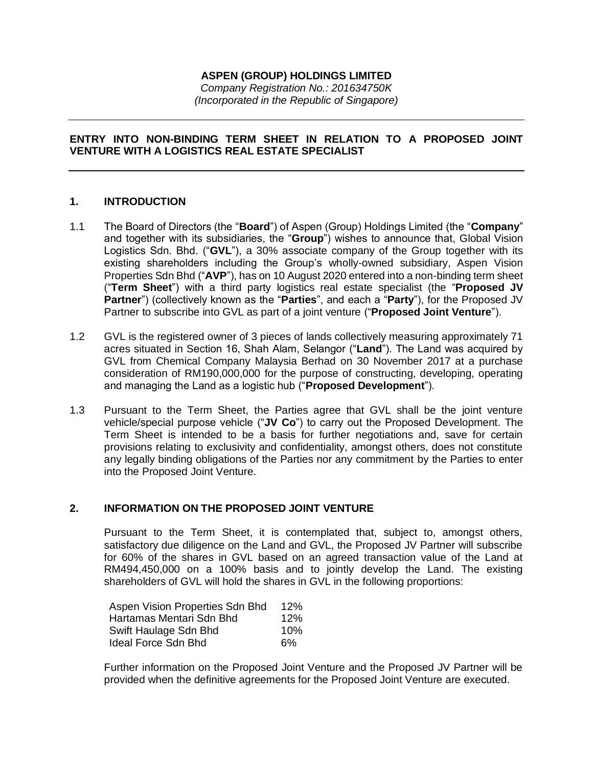**ASPEN (GROUP) HOLDINGS LIMITED**

*Company Registration No.: 201634750K*

*(Incorporated in the Republic of Singapore)*

---

**ENTRY INTO NON-BINDING TERM SHEET IN RELATION TO A PROPOSED JOINT VENTURE WITH A LOGISTICS REAL ESTATE SPECIALIST**

---

## 1. INTRODUCTION

1.1 The Board of Directors (the "**Board**") of Aspen (Group) Holdings Limited (the "**Company**" and together with its subsidiaries, the "**Group**") wishes to announce that, Global Vision Logistics Sdn. Bhd. ("**GVL**"), a 30% associate company of the Group together with its existing shareholders including the Group's wholly-owned subsidiary, Aspen Vision Properties Sdn Bhd ("**AVP**"), has on 10 August 2020 entered into a non-binding term sheet ("**Term Sheet**") with a third party logistics real estate specialist (the "**Proposed JV Partner**") (collectively known as the "**Parties**", and each a "**Party**"), for the Proposed JV Partner to subscribe into GVL as part of a joint venture ("**Proposed Joint Venture**").

1.2 GVL is the registered owner of 3 pieces of lands collectively measuring approximately 71 acres situated in Section 16, Shah Alam, Selangor ("**Land**"). The Land was acquired by GVL from Chemical Company Malaysia Berhad on 30 November 2017 at a purchase consideration of RM190,000,000 for the purpose of constructing, developing, operating and managing the Land as a logistic hub ("**Proposed Development**").

1.3 Pursuant to the Term Sheet, the Parties agree that GVL shall be the joint venture vehicle/special purpose vehicle ("**JV Co**") to carry out the Proposed Development. The Term Sheet is intended to be a basis for further negotiations and, save for certain provisions relating to exclusivity and confidentiality, amongst others, does not constitute any legally binding obligations of the Parties nor any commitment by the Parties to enter into the Proposed Joint Venture.

## 2. INFORMATION ON THE PROPOSED JOINT VENTURE

Pursuant to the Term Sheet, it is contemplated that, subject to, amongst others, satisfactory due diligence on the Land and GVL, the Proposed JV Partner will subscribe for 60% of the shares in GVL based on an agreed transaction value of the Land at RM494,450,000 on a 100% basis and to jointly develop the Land. The existing shareholders of GVL will hold the shares in GVL in the following proportions:

| | |
|---|---|
| Aspen Vision Properties Sdn Bhd | 12% |
| Hartamas Mentari Sdn Bhd | 12% |
| Swift Haulage Sdn Bhd | 10% |
| Ideal Force Sdn Bhd | 6% |

Further information on the Proposed Joint Venture and the Proposed JV Partner will be provided when the definitive agreements for the Proposed Joint Venture are executed.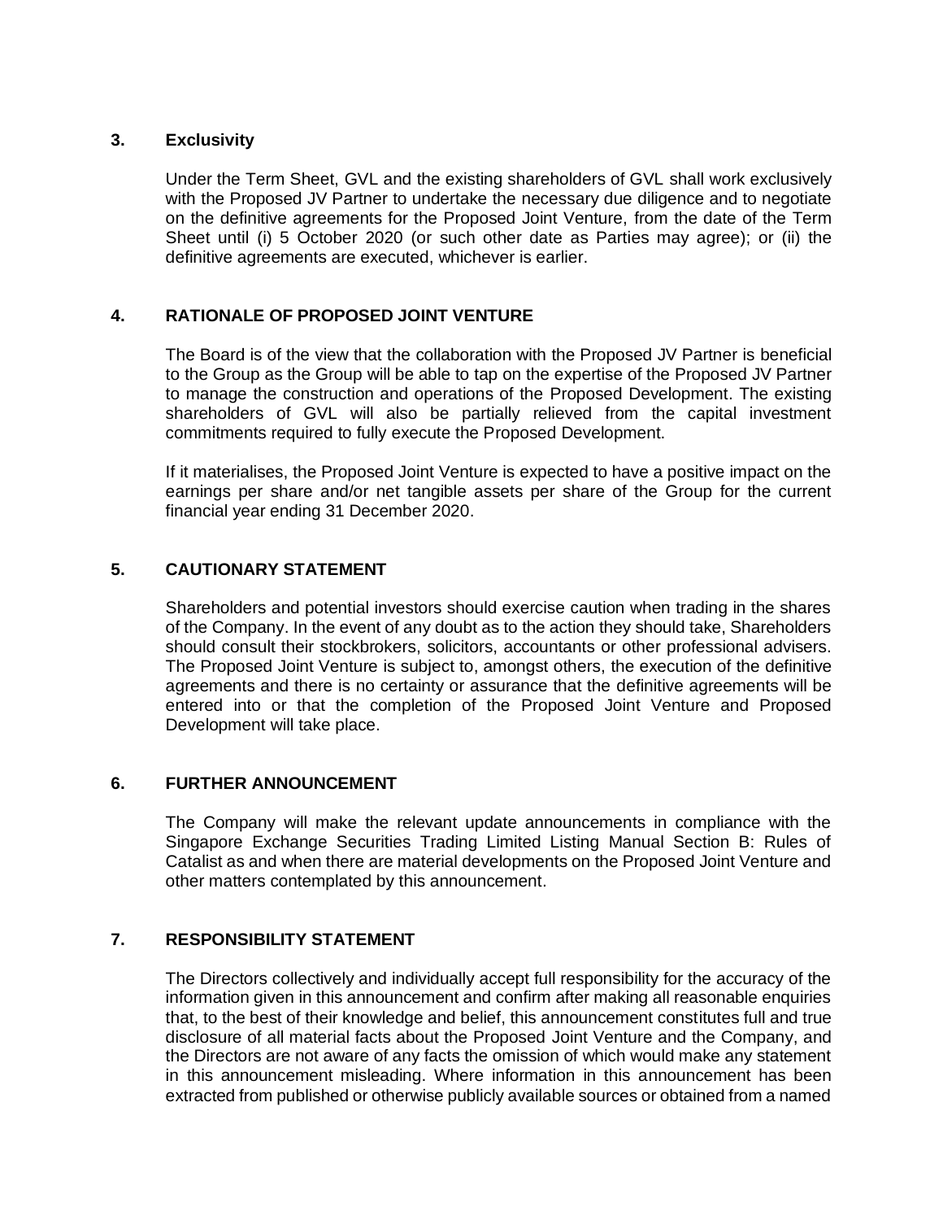## 3. Exclusivity

Under the Term Sheet, GVL and the existing shareholders of GVL shall work exclusively with the Proposed JV Partner to undertake the necessary due diligence and to negotiate on the definitive agreements for the Proposed Joint Venture, from the date of the Term Sheet until (i) 5 October 2020 (or such other date as Parties may agree); or (ii) the definitive agreements are executed, whichever is earlier.

## 4. RATIONALE OF PROPOSED JOINT VENTURE

The Board is of the view that the collaboration with the Proposed JV Partner is beneficial to the Group as the Group will be able to tap on the expertise of the Proposed JV Partner to manage the construction and operations of the Proposed Development. The existing shareholders of GVL will also be partially relieved from the capital investment commitments required to fully execute the Proposed Development.

If it materialises, the Proposed Joint Venture is expected to have a positive impact on the earnings per share and/or net tangible assets per share of the Group for the current financial year ending 31 December 2020.

## 5. CAUTIONARY STATEMENT

Shareholders and potential investors should exercise caution when trading in the shares of the Company. In the event of any doubt as to the action they should take, Shareholders should consult their stockbrokers, solicitors, accountants or other professional advisers. The Proposed Joint Venture is subject to, amongst others, the execution of the definitive agreements and there is no certainty or assurance that the definitive agreements will be entered into or that the completion of the Proposed Joint Venture and Proposed Development will take place.

## 6. FURTHER ANNOUNCEMENT

The Company will make the relevant update announcements in compliance with the Singapore Exchange Securities Trading Limited Listing Manual Section B: Rules of Catalist as and when there are material developments on the Proposed Joint Venture and other matters contemplated by this announcement.

## 7. RESPONSIBILITY STATEMENT

The Directors collectively and individually accept full responsibility for the accuracy of the information given in this announcement and confirm after making all reasonable enquiries that, to the best of their knowledge and belief, this announcement constitutes full and true disclosure of all material facts about the Proposed Joint Venture and the Company, and the Directors are not aware of any facts the omission of which would make any statement in this announcement misleading. Where information in this announcement has been extracted from published or otherwise publicly available sources or obtained from a named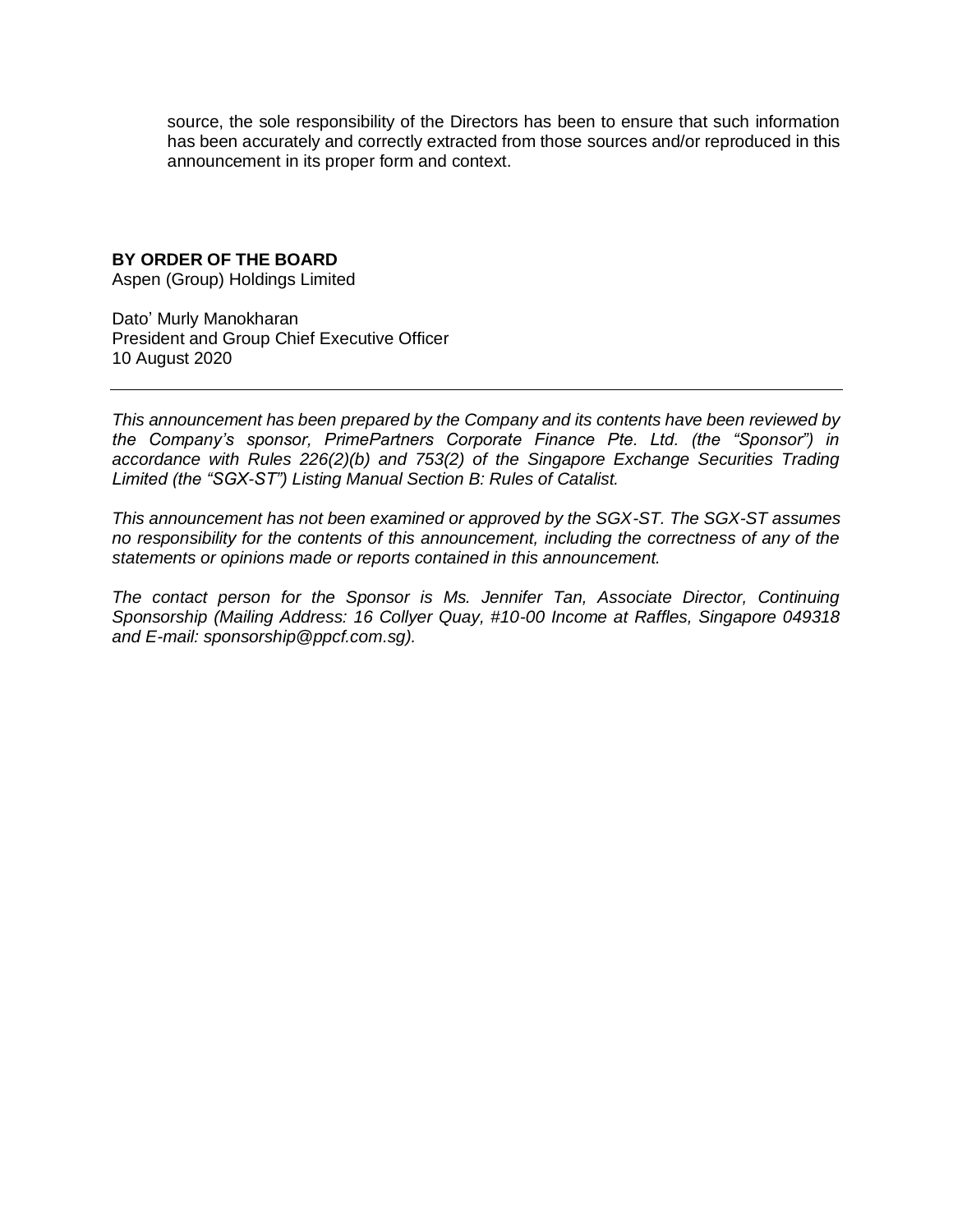source, the sole responsibility of the Directors has been to ensure that such information has been accurately and correctly extracted from those sources and/or reproduced in this announcement in its proper form and context.

**BY ORDER OF THE BOARD**
Aspen (Group) Holdings Limited

Dato' Murly Manokharan
President and Group Chief Executive Officer
10 August 2020

---

*This announcement has been prepared by the Company and its contents have been reviewed by the Company's sponsor, PrimePartners Corporate Finance Pte. Ltd. (the "Sponsor") in accordance with Rules 226(2)(b) and 753(2) of the Singapore Exchange Securities Trading Limited (the "SGX-ST") Listing Manual Section B: Rules of Catalist.*

*This announcement has not been examined or approved by the SGX-ST. The SGX-ST assumes no responsibility for the contents of this announcement, including the correctness of any of the statements or opinions made or reports contained in this announcement.*

*The contact person for the Sponsor is Ms. Jennifer Tan, Associate Director, Continuing Sponsorship (Mailing Address: 16 Collyer Quay, #10-00 Income at Raffles, Singapore 049318 and E-mail: sponsorship@ppcf.com.sg).*